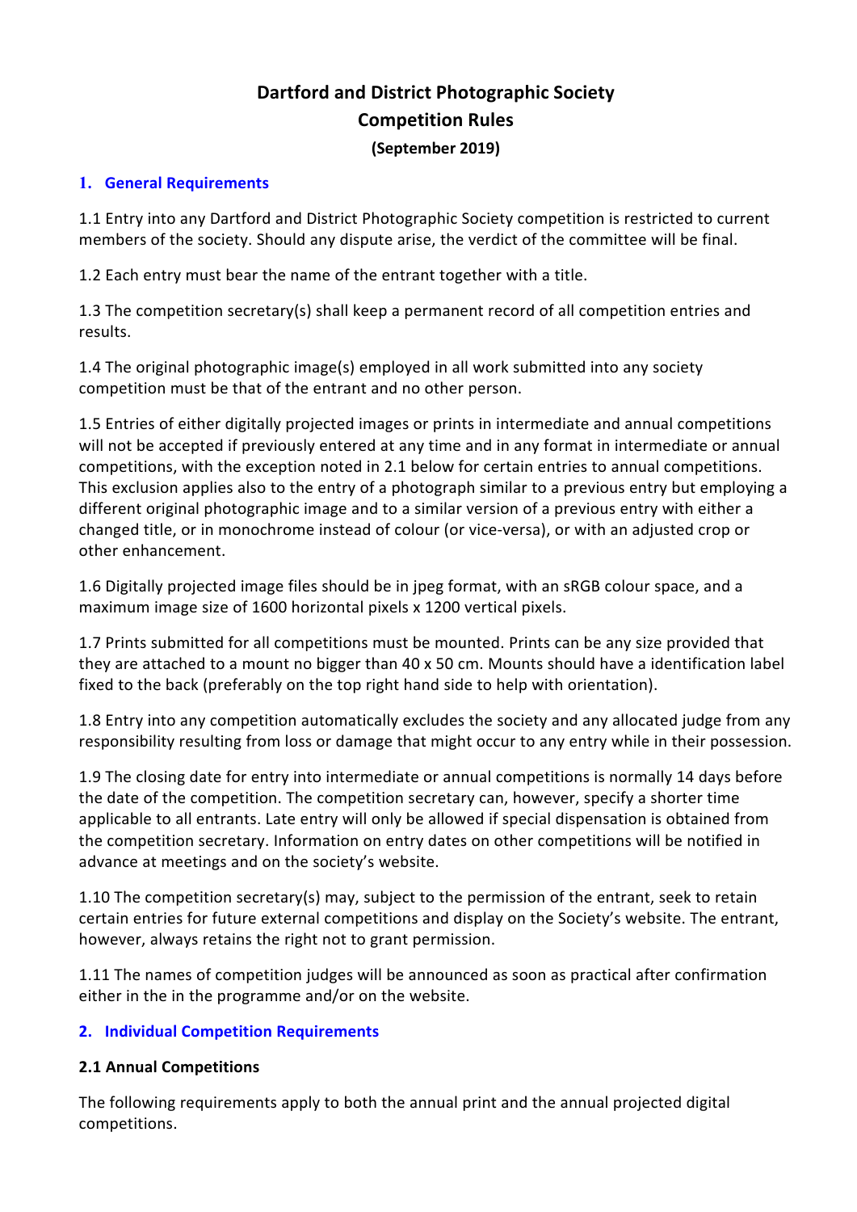# Dartford and District Photographic Society
# Competition Rules
### (September 2019)

## 1. General Requirements

1.1 Entry into any Dartford and District Photographic Society competition is restricted to current members of the society. Should any dispute arise, the verdict of the committee will be final.

1.2 Each entry must bear the name of the entrant together with a title.

1.3 The competition secretary(s) shall keep a permanent record of all competition entries and results.

1.4 The original photographic image(s) employed in all work submitted into any society competition must be that of the entrant and no other person.

1.5 Entries of either digitally projected images or prints in intermediate and annual competitions will not be accepted if previously entered at any time and in any format in intermediate or annual competitions, with the exception noted in 2.1 below for certain entries to annual competitions. This exclusion applies also to the entry of a photograph similar to a previous entry but employing a different original photographic image and to a similar version of a previous entry with either a changed title, or in monochrome instead of colour (or vice-versa), or with an adjusted crop or other enhancement.

1.6 Digitally projected image files should be in jpeg format, with an sRGB colour space, and a maximum image size of 1600 horizontal pixels x 1200 vertical pixels.

1.7 Prints submitted for all competitions must be mounted. Prints can be any size provided that they are attached to a mount no bigger than 40 x 50 cm. Mounts should have a identification label fixed to the back (preferably on the top right hand side to help with orientation).

1.8 Entry into any competition automatically excludes the society and any allocated judge from any responsibility resulting from loss or damage that might occur to any entry while in their possession.

1.9 The closing date for entry into intermediate or annual competitions is normally 14 days before the date of the competition. The competition secretary can, however, specify a shorter time applicable to all entrants. Late entry will only be allowed if special dispensation is obtained from the competition secretary. Information on entry dates on other competitions will be notified in advance at meetings and on the society's website.

1.10 The competition secretary(s) may, subject to the permission of the entrant, seek to retain certain entries for future external competitions and display on the Society's website. The entrant, however, always retains the right not to grant permission.

1.11 The names of competition judges will be announced as soon as practical after confirmation either in the in the programme and/or on the website.

## 2. Individual Competition Requirements

### 2.1 Annual Competitions

The following requirements apply to both the annual print and the annual projected digital competitions.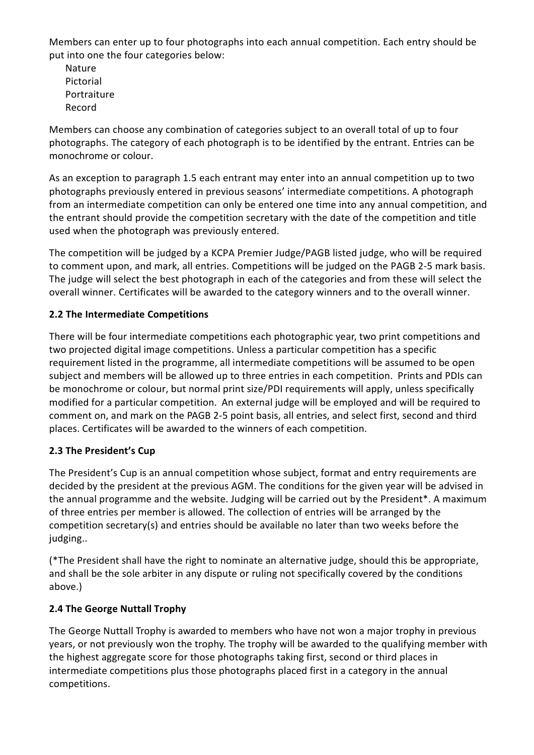Members can enter up to four photographs into each annual competition. Each entry should be put into one the four categories below:

- Nature
- Pictorial
- Portraiture
- Record

Members can choose any combination of categories subject to an overall total of up to four photographs. The category of each photograph is to be identified by the entrant. Entries can be monochrome or colour.

As an exception to paragraph 1.5 each entrant may enter into an annual competition up to two photographs previously entered in previous seasons' intermediate competitions. A photograph from an intermediate competition can only be entered one time into any annual competition, and the entrant should provide the competition secretary with the date of the competition and title used when the photograph was previously entered.

The competition will be judged by a KCPA Premier Judge/PAGB listed judge, who will be required to comment upon, and mark, all entries. Competitions will be judged on the PAGB 2-5 mark basis. The judge will select the best photograph in each of the categories and from these will select the overall winner. Certificates will be awarded to the category winners and to the overall winner.

**2.2 The Intermediate Competitions**

There will be four intermediate competitions each photographic year, two print competitions and two projected digital image competitions. Unless a particular competition has a specific requirement listed in the programme, all intermediate competitions will be assumed to be open subject and members will be allowed up to three entries in each competition. Prints and PDIs can be monochrome or colour, but normal print size/PDI requirements will apply, unless specifically modified for a particular competition. An external judge will be employed and will be required to comment on, and mark on the PAGB 2-5 point basis, all entries, and select first, second and third places. Certificates will be awarded to the winners of each competition.

**2.3 The President's Cup**

The President's Cup is an annual competition whose subject, format and entry requirements are decided by the president at the previous AGM. The conditions for the given year will be advised in the annual programme and the website. Judging will be carried out by the President*. A maximum of three entries per member is allowed. The collection of entries will be arranged by the competition secretary(s) and entries should be available no later than two weeks before the judging..

(*The President shall have the right to nominate an alternative judge, should this be appropriate, and shall be the sole arbiter in any dispute or ruling not specifically covered by the conditions above.)

**2.4 The George Nuttall Trophy**

The George Nuttall Trophy is awarded to members who have not won a major trophy in previous years, or not previously won the trophy. The trophy will be awarded to the qualifying member with the highest aggregate score for those photographs taking first, second or third places in intermediate competitions plus those photographs placed first in a category in the annual competitions.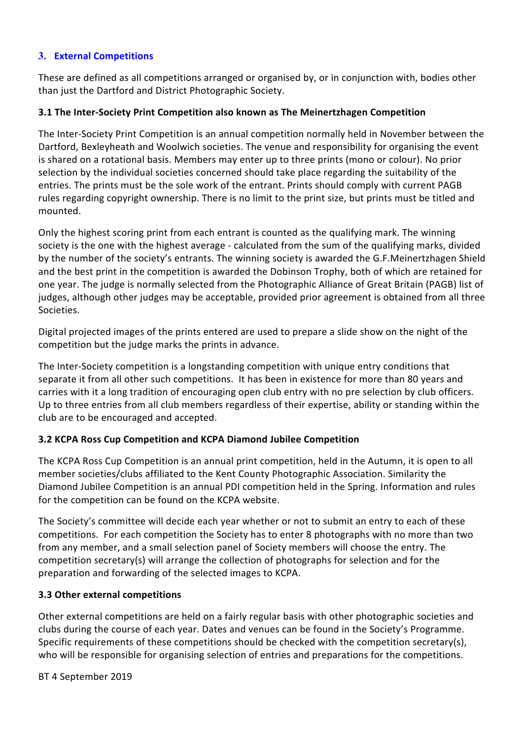## 3. External Competitions

These are defined as all competitions arranged or organised by, or in conjunction with, bodies other than just the Dartford and District Photographic Society.

### 3.1 The Inter-Society Print Competition also known as The Meinertzhagen Competition

The Inter-Society Print Competition is an annual competition normally held in November between the Dartford, Bexleyheath and Woolwich societies. The venue and responsibility for organising the event is shared on a rotational basis. Members may enter up to three prints (mono or colour). No prior selection by the individual societies concerned should take place regarding the suitability of the entries. The prints must be the sole work of the entrant. Prints should comply with current PAGB rules regarding copyright ownership. There is no limit to the print size, but prints must be titled and mounted.

Only the highest scoring print from each entrant is counted as the qualifying mark. The winning society is the one with the highest average - calculated from the sum of the qualifying marks, divided by the number of the society's entrants. The winning society is awarded the G.F.Meinertzhagen Shield and the best print in the competition is awarded the Dobinson Trophy, both of which are retained for one year. The judge is normally selected from the Photographic Alliance of Great Britain (PAGB) list of judges, although other judges may be acceptable, provided prior agreement is obtained from all three Societies.

Digital projected images of the prints entered are used to prepare a slide show on the night of the competition but the judge marks the prints in advance.

The Inter-Society competition is a longstanding competition with unique entry conditions that separate it from all other such competitions. It has been in existence for more than 80 years and carries with it a long tradition of encouraging open club entry with no pre selection by club officers. Up to three entries from all club members regardless of their expertise, ability or standing within the club are to be encouraged and accepted.

### 3.2 KCPA Ross Cup Competition and KCPA Diamond Jubilee Competition

The KCPA Ross Cup Competition is an annual print competition, held in the Autumn, it is open to all member societies/clubs affiliated to the Kent County Photographic Association. Similarity the Diamond Jubilee Competition is an annual PDI competition held in the Spring. Information and rules for the competition can be found on the KCPA website.

The Society's committee will decide each year whether or not to submit an entry to each of these competitions. For each competition the Society has to enter 8 photographs with no more than two from any member, and a small selection panel of Society members will choose the entry. The competition secretary(s) will arrange the collection of photographs for selection and for the preparation and forwarding of the selected images to KCPA.

### 3.3 Other external competitions

Other external competitions are held on a fairly regular basis with other photographic societies and clubs during the course of each year. Dates and venues can be found in the Society's Programme. Specific requirements of these competitions should be checked with the competition secretary(s), who will be responsible for organising selection of entries and preparations for the competitions.

BT 4 September 2019